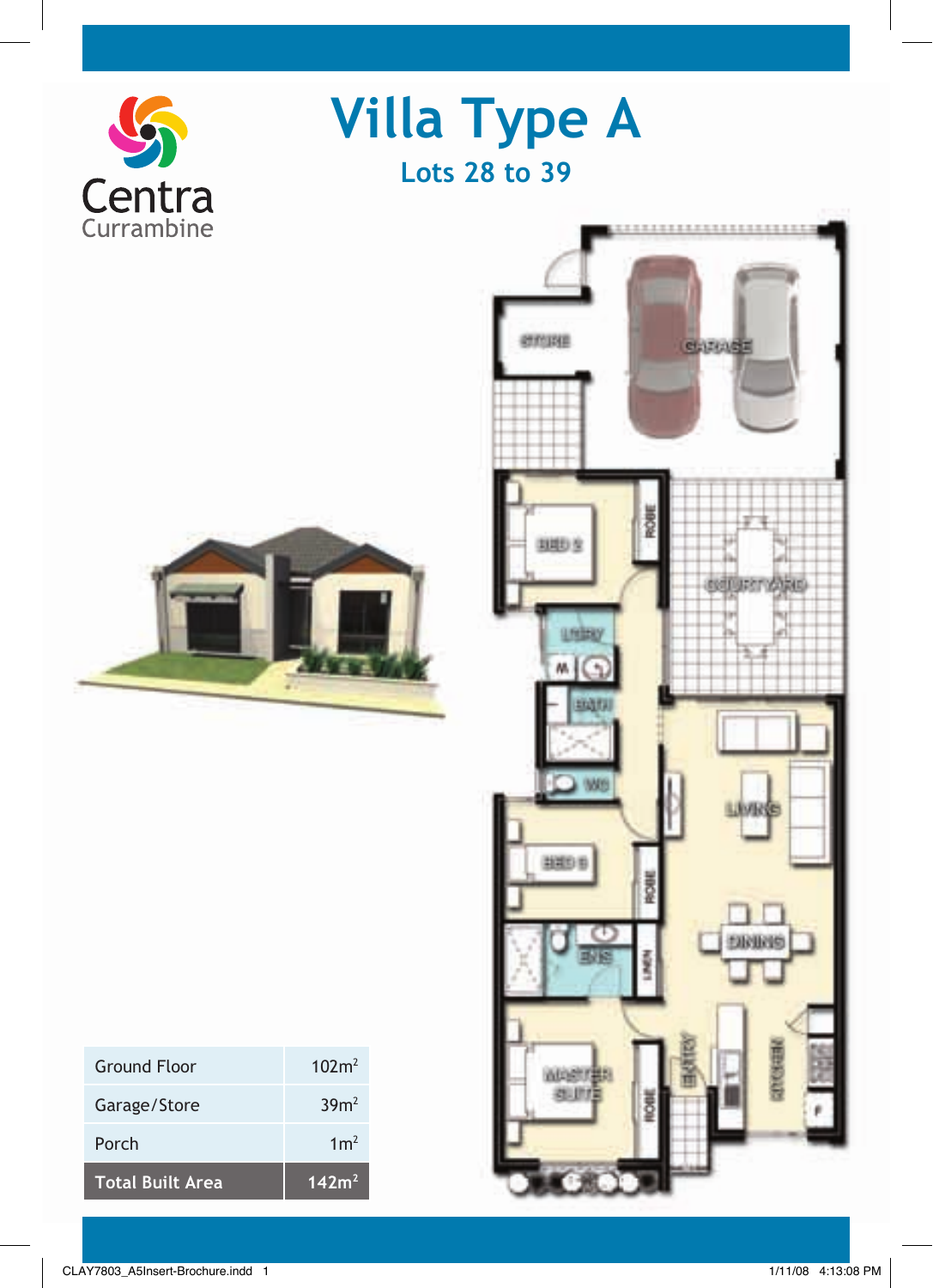Centra Currambine

# Villa Type A

## Lots 28 to 39

| Ground Floor | 102m² |
|---|---|
| Garage/Store | 39m² |
| Porch | 1m² |
| **Total Built Area** | **142m²** |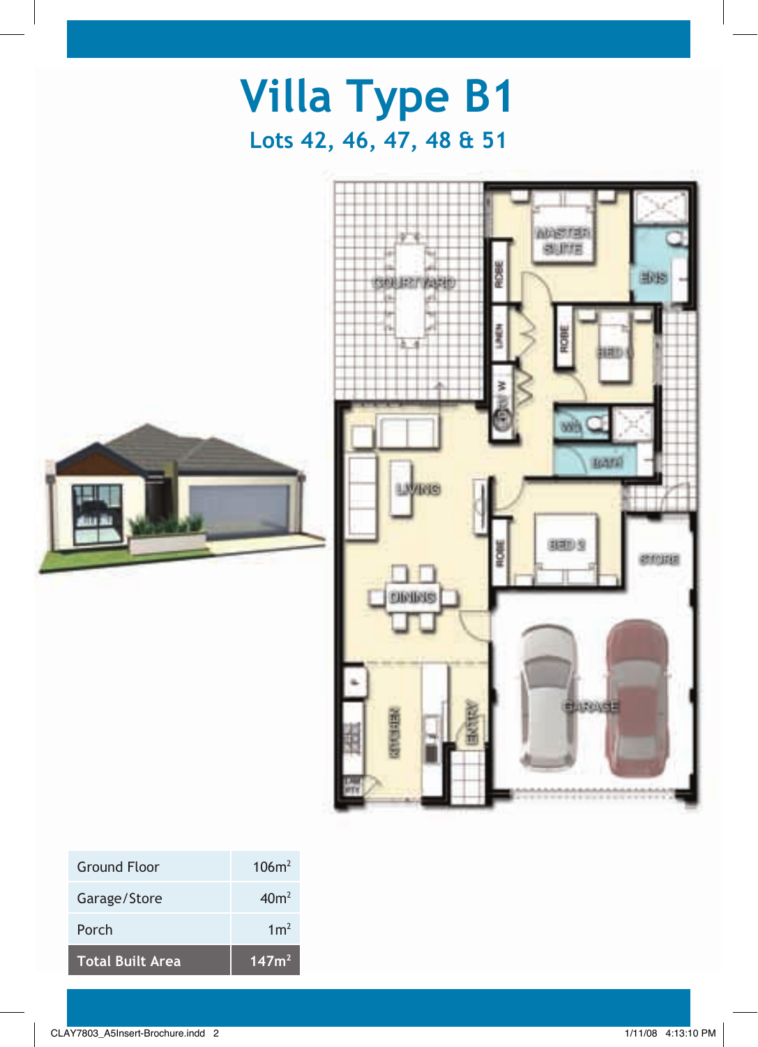# Villa Type B1

## Lots 42, 46, 47, 48 & 51

| Ground Floor | 106m² |
|---|---|
| Garage/Store | 40m² |
| Porch | 1m² |
| **Total Built Area** | **147m²** |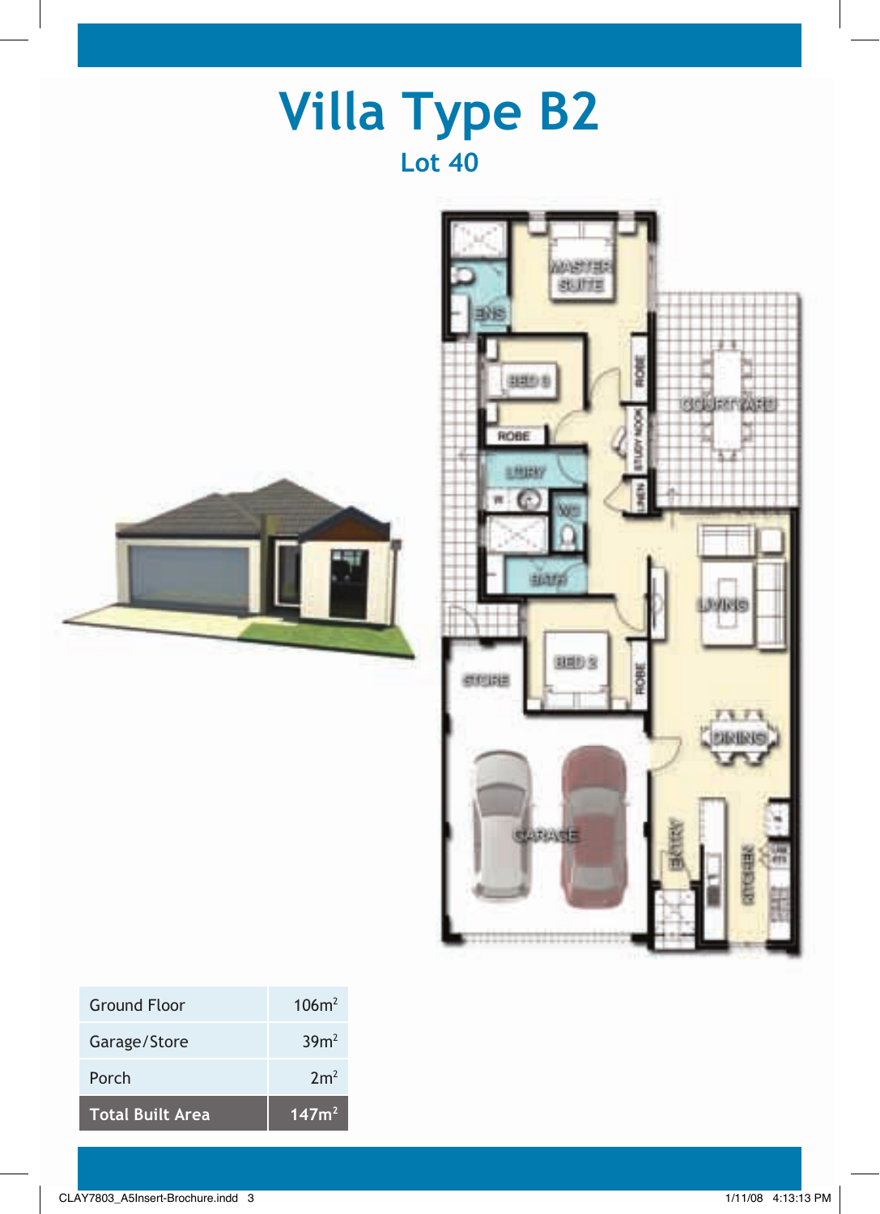# Villa Type B2

## Lot 40

| Ground Floor | $106m^2$ |
|---|---|
| Garage/Store | $39m^2$ |
| Porch | $2m^2$ |
| **Total Built Area** | **$147m^2$** |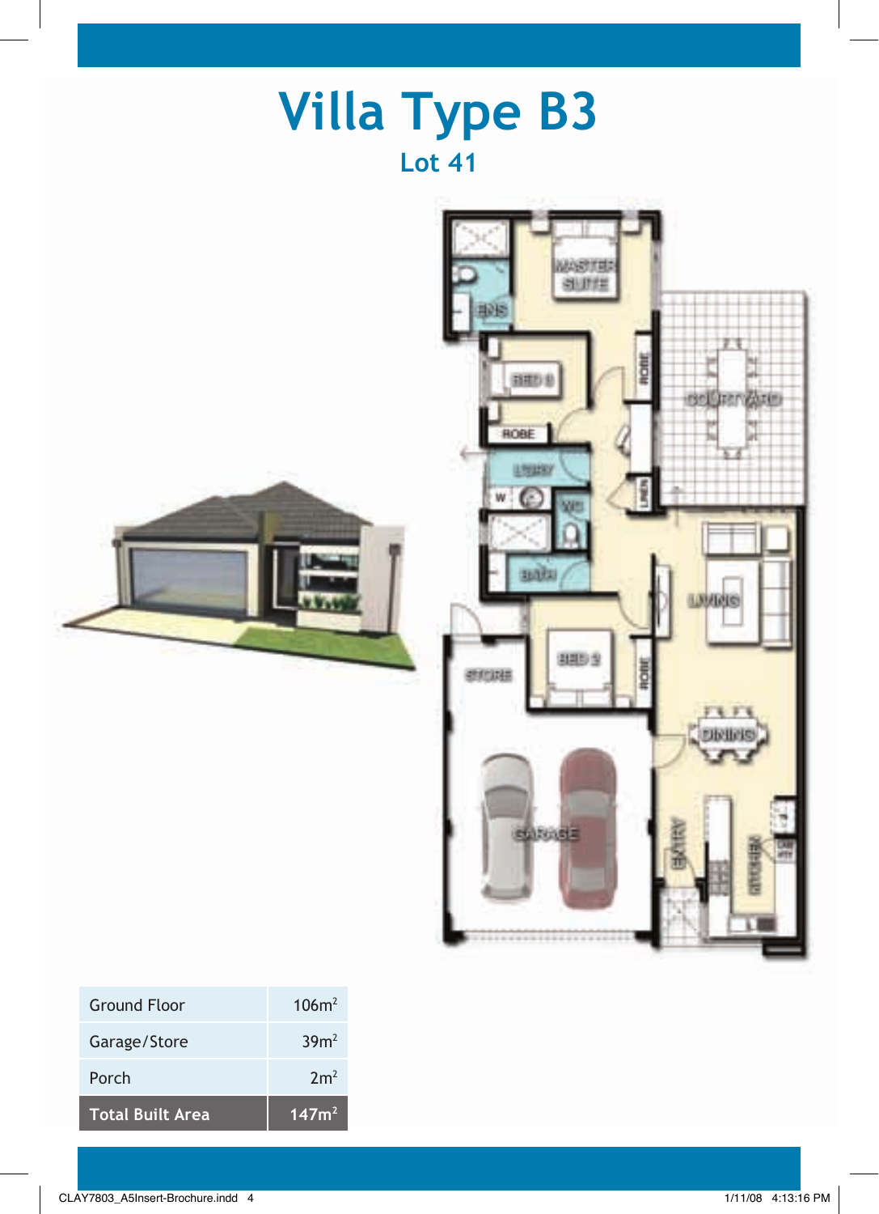# Villa Type B3

## Lot 41

| Ground Floor | 106m² |
| --- | --- |
| Garage/Store | 39m² |
| Porch | 2m² |
| **Total Built Area** | **147m²** |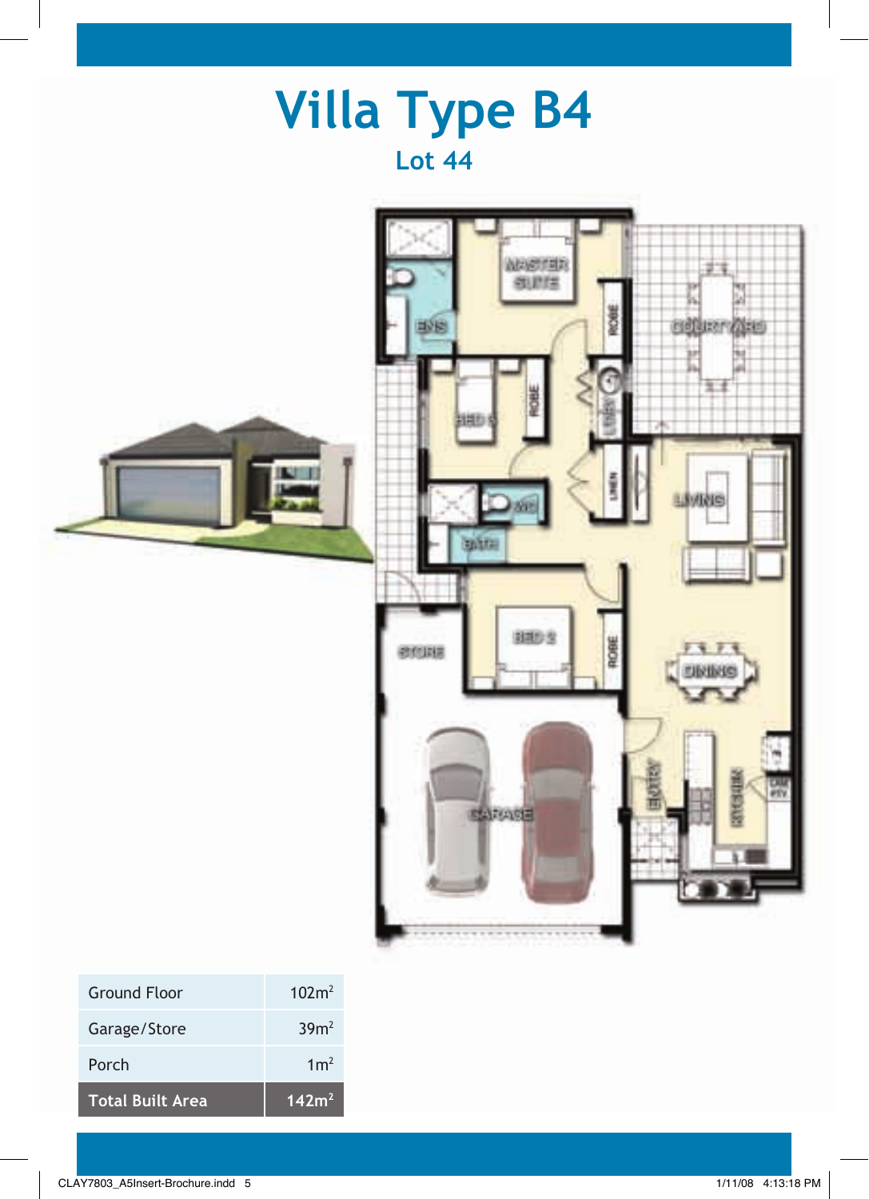# Villa Type B4

## Lot 44

| Ground Floor | 102m$^2$ |
| --- | --- |
| Garage/Store | 39m$^2$ |
| Porch | 1m$^2$ |
| **Total Built Area** | **142m$^2$** |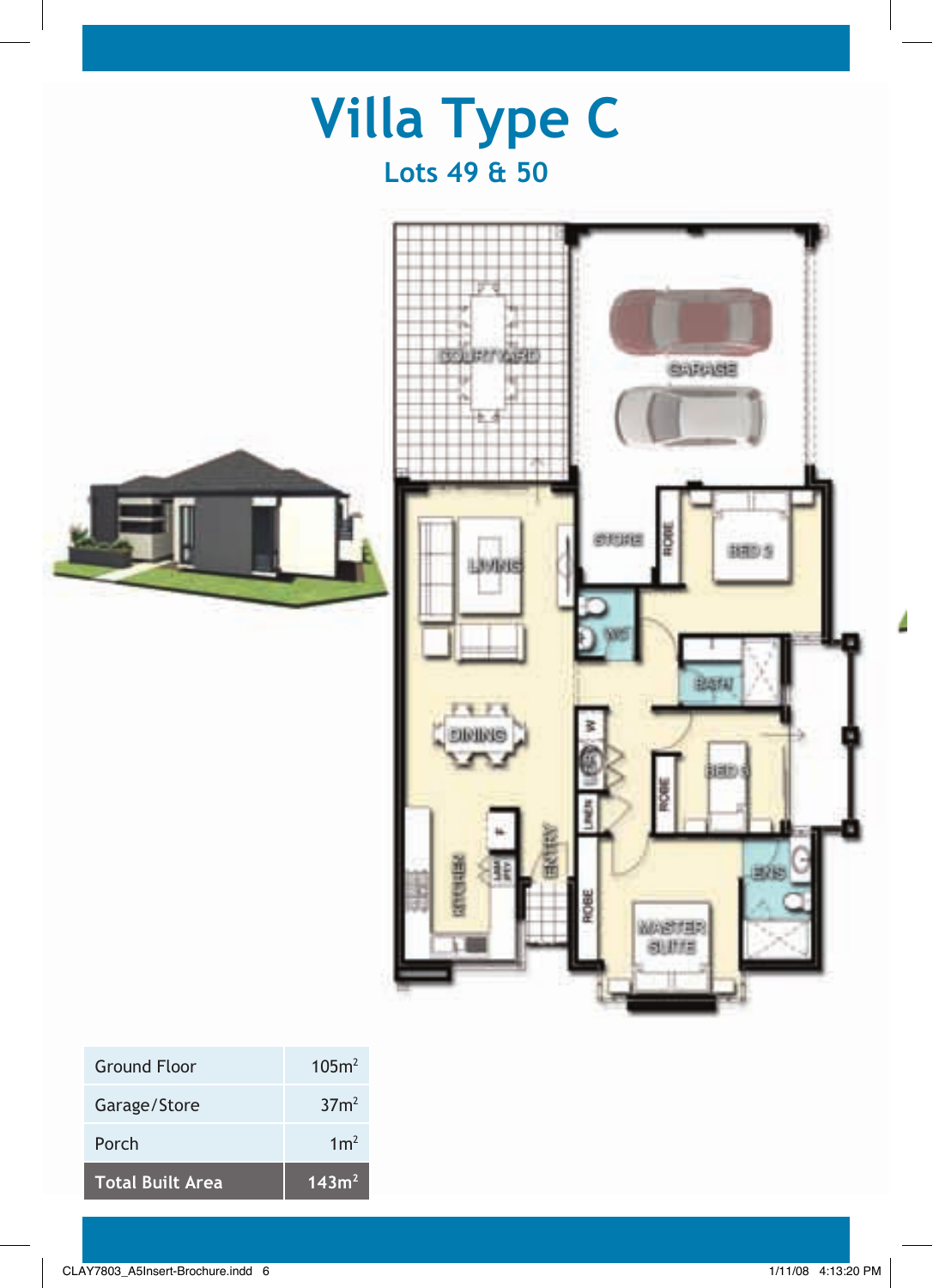# Villa Type C

## Lots 49 & 50

| Ground Floor | $105m^2$ |
|---|---|
| Garage/Store | $37m^2$ |
| Porch | $1m^2$ |
| **Total Built Area** | **$143m^2$** |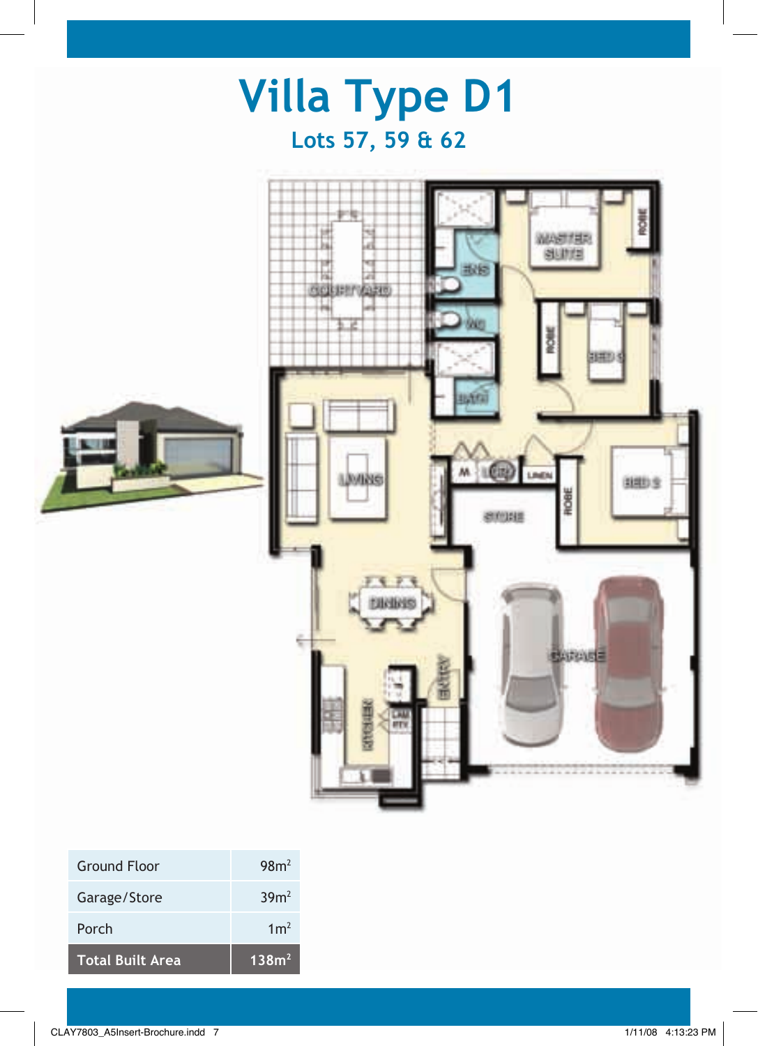# Villa Type D1

## Lots 57, 59 & 62

| Ground Floor | 98m$^2$ |
|---|---|
| Garage/Store | 39m$^2$ |
| Porch | 1m$^2$ |
| **Total Built Area** | **138m$^2$** |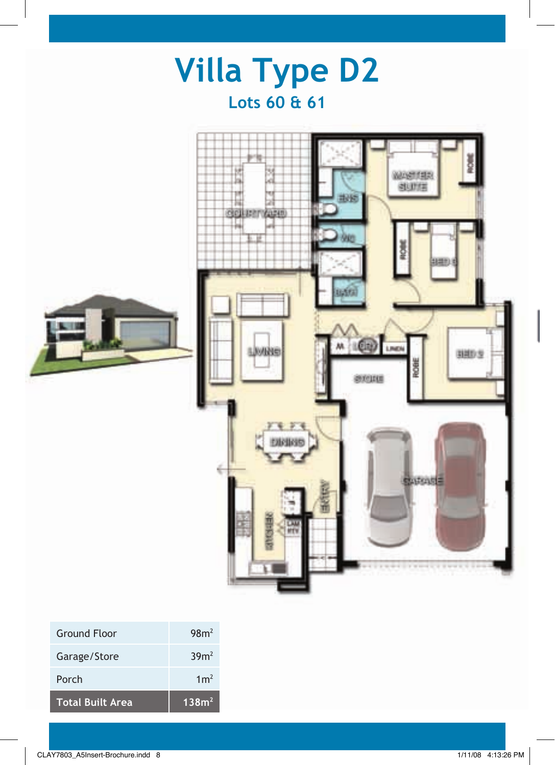# Villa Type D2

## Lots 60 & 61

| Ground Floor | $98m^2$ |
|---|---|
| Garage/Store | $39m^2$ |
| Porch | $1m^2$ |
| **Total Built Area** | **$138m^2$** |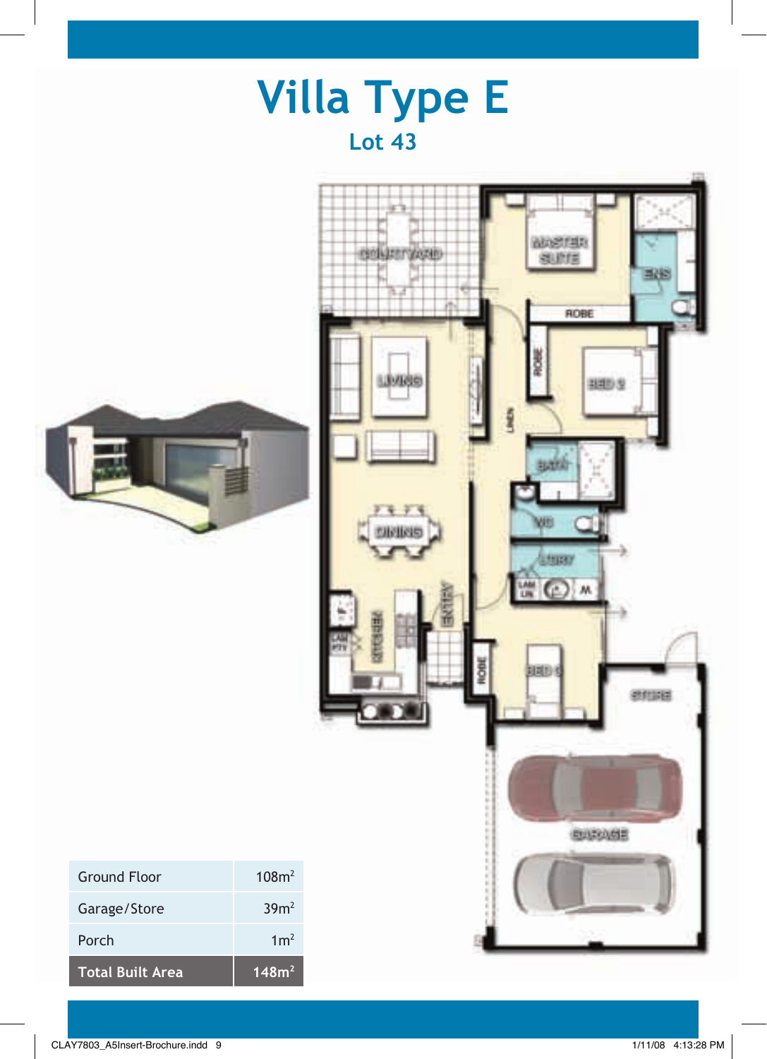# Villa Type E

## Lot 43

| Ground Floor | $108m^2$ |
| --- | --- |
| Garage/Store | $39m^2$ |
| Porch | $1m^2$ |
| **Total Built Area** | **$148m^2$** |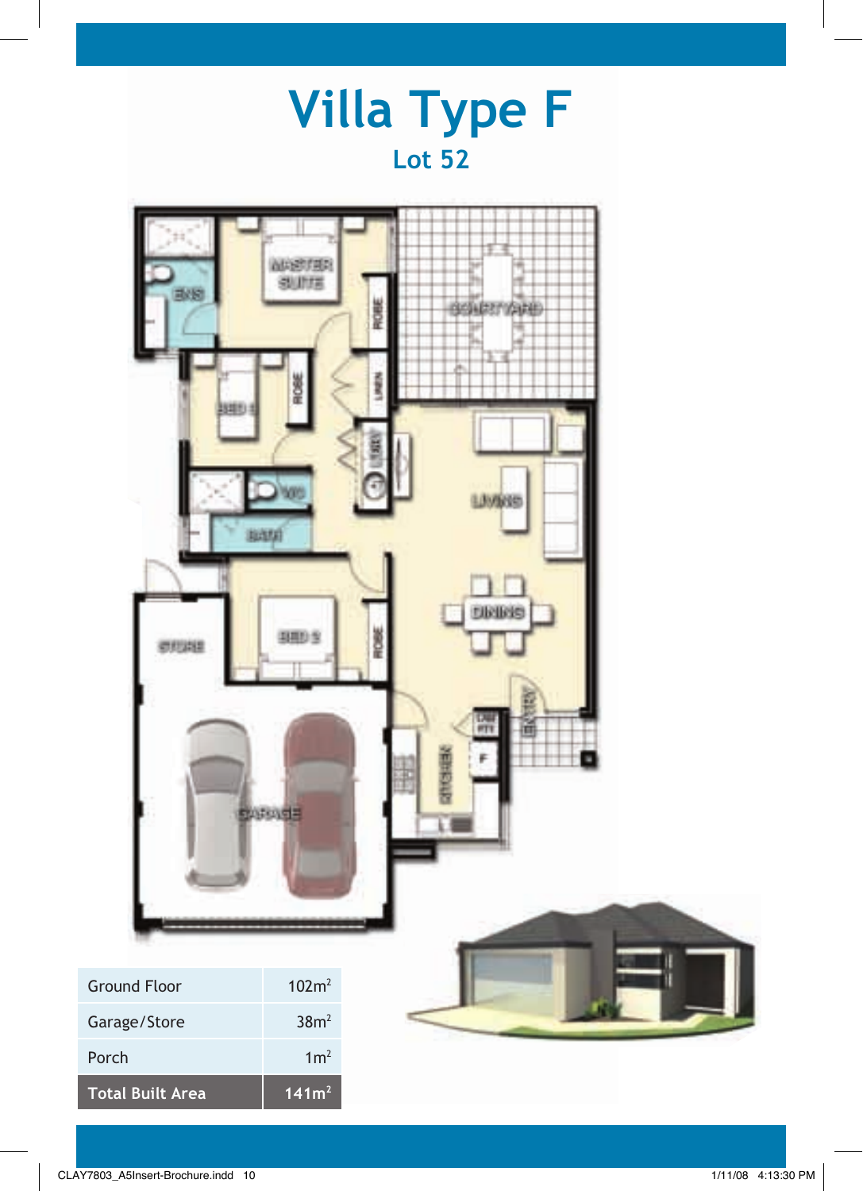# Villa Type F

## Lot 52

| Area | Size |
|---|---|
| Ground Floor | $102m^2$ |
| Garage/Store | $38m^2$ |
| Porch | $1m^2$ |
| **Total Built Area** | **$141m^2$** |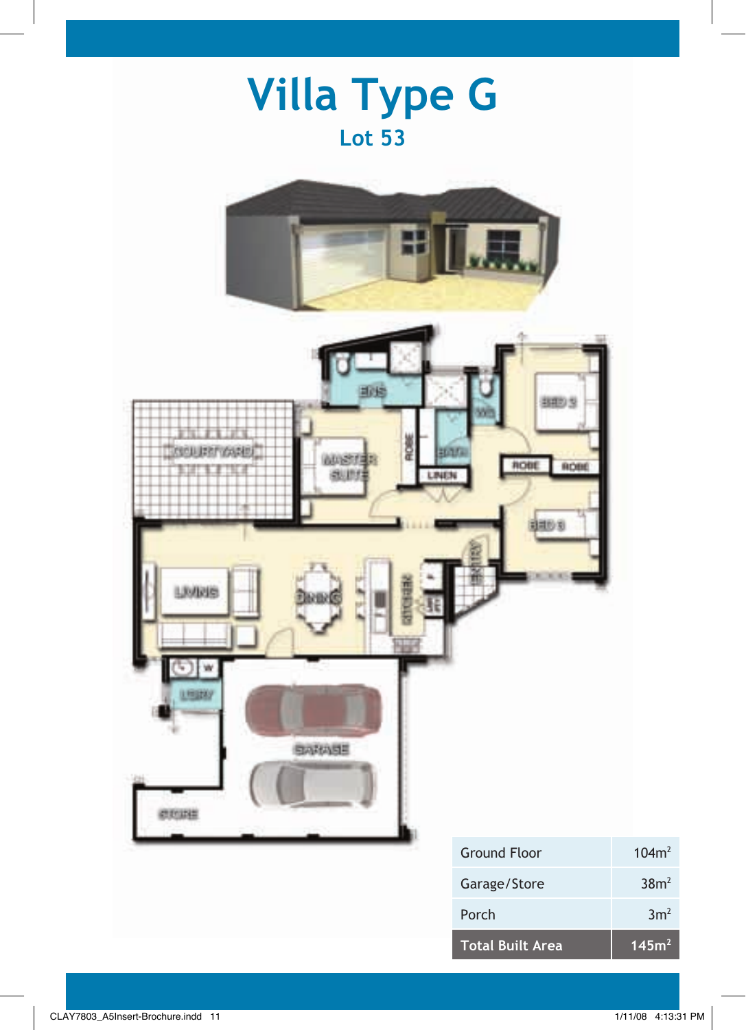# Villa Type G

## Lot 53

| Ground Floor | 104m² |
|---|---|
| Garage/Store | 38m² |
| Porch | 3m² |
| **Total Built Area** | **145m²** |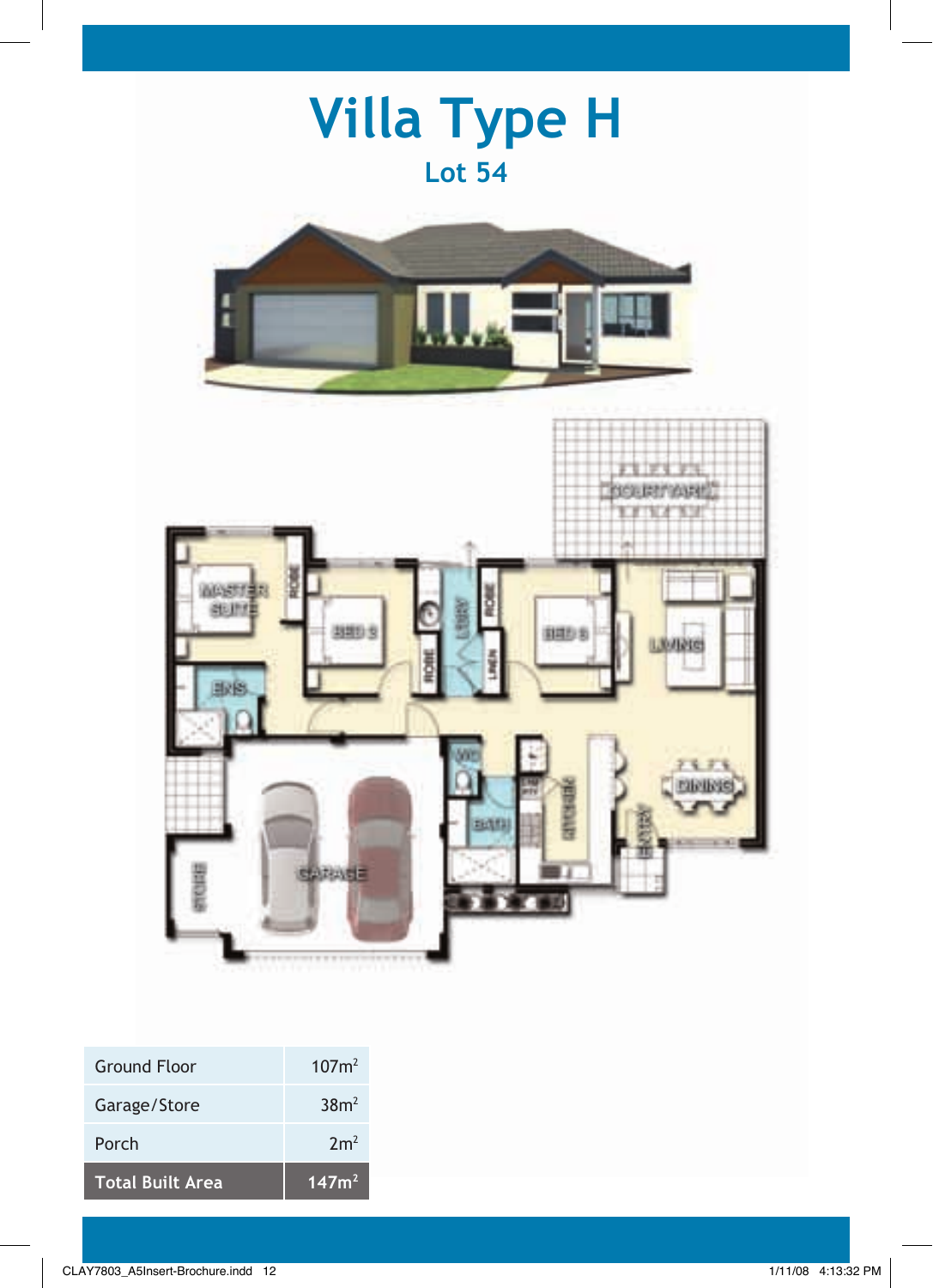# Villa Type H

## Lot 54

| Ground Floor | 107m² |
|---|---|
| Garage/Store | 38m² |
| Porch | 2m² |
| **Total Built Area** | **147m²** |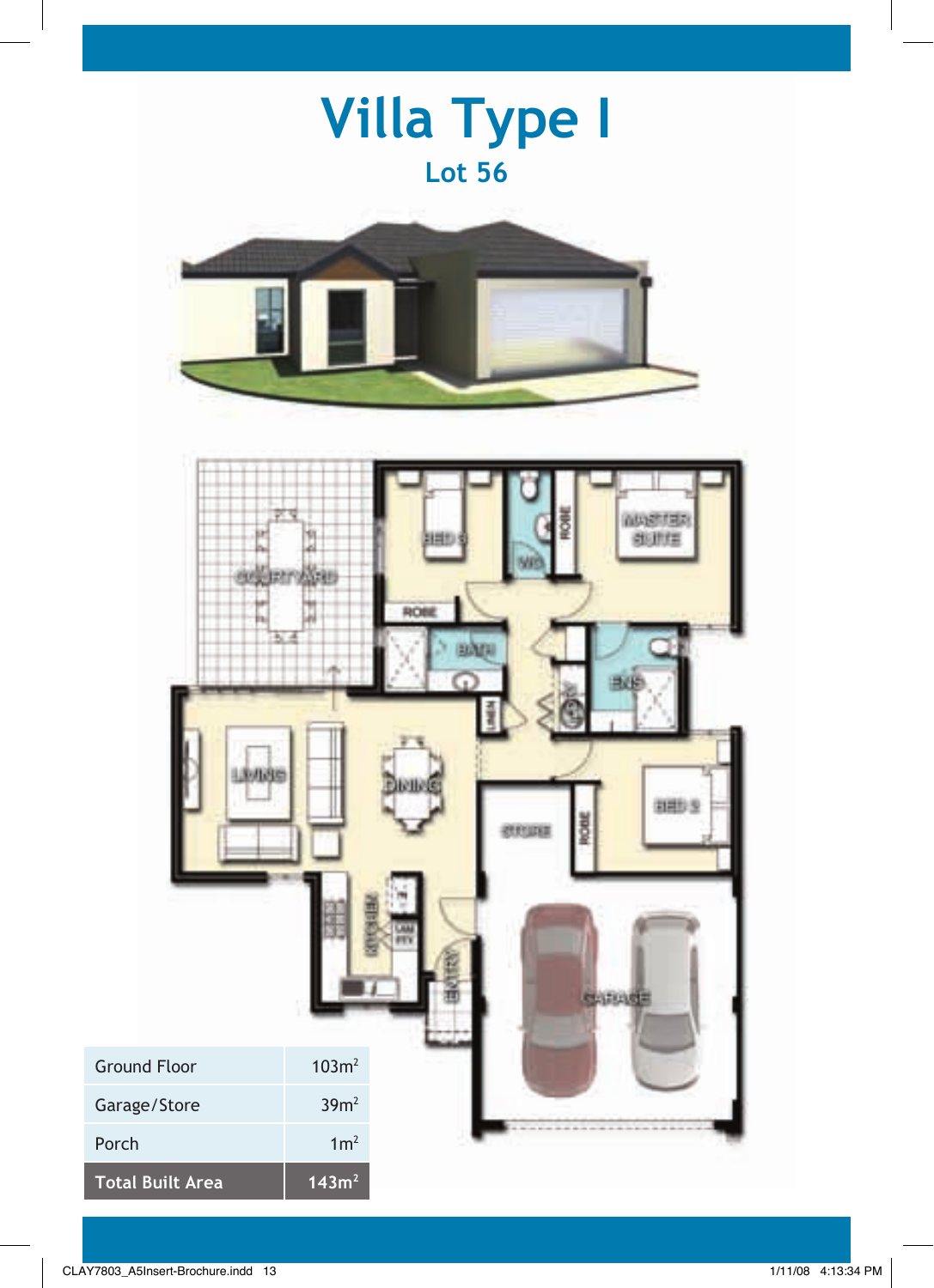# Villa Type I

## Lot 56

| Ground Floor | $103m^2$ |
| --- | --- |
| Garage/Store | $39m^2$ |
| Porch | $1m^2$ |
| **Total Built Area** | **$143m^2$** |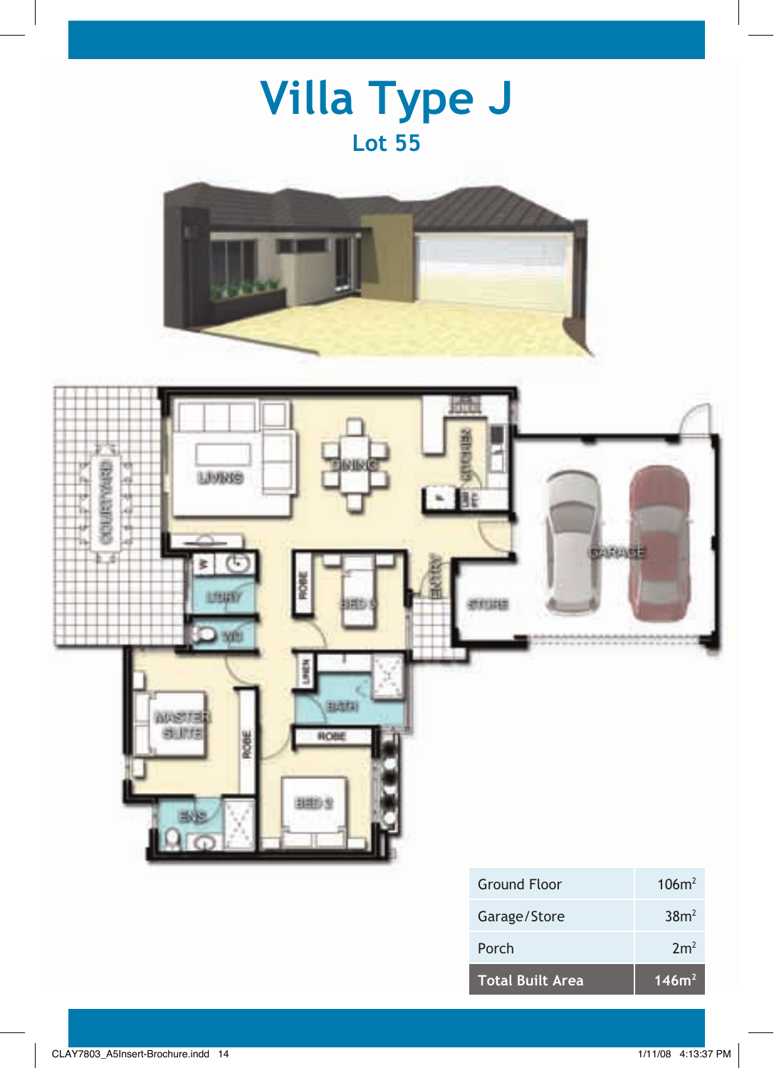# Villa Type J

## Lot 55

| Ground Floor | 106m² |
|---|---|
| Garage/Store | 38m² |
| Porch | 2m² |
| **Total Built Area** | **146m²** |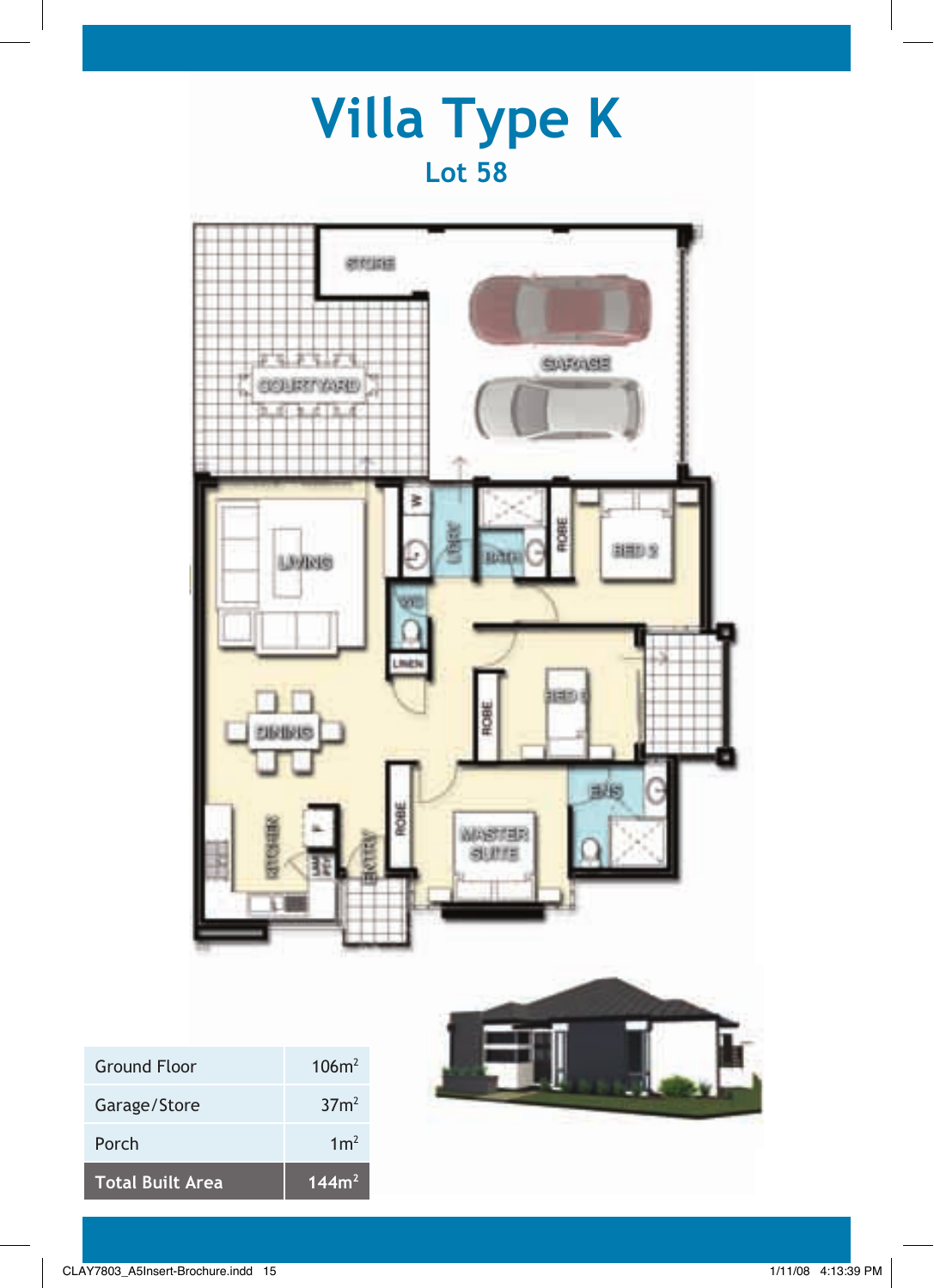# Villa Type K

## Lot 58

| Ground Floor | 106m² |
|---|---|
| Garage/Store | 37m² |
| Porch | 1m² |
| **Total Built Area** | **144m²** |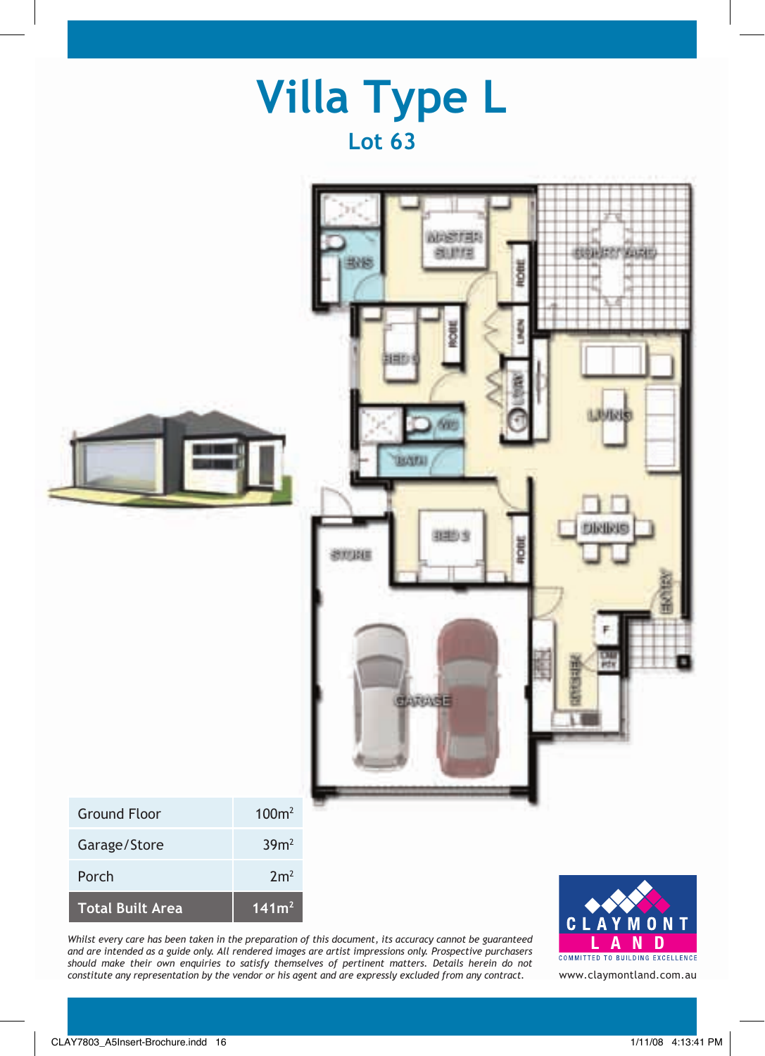# Villa Type L

## Lot 63

MASTER SUITE

ENS

ROBE

COURTYARD

LINEN

BED 1

ROBE

LDRY

LIVING

WC

BATH

BED 2

ROBE

DINING

STORE

ENTRY

F

KITCHEN

GARAGE

| | |
|---|---|
| Ground Floor | 100m² |
| Garage/Store | 39m² |
| Porch | 2m² |
| **Total Built Area** | **141m²** |

*Whilst every care has been taken in the preparation of this document, its accuracy cannot be guaranteed and are intended as a guide only. All rendered images are artist impressions only. Prospective purchasers should make their own enquiries to satisfy themselves of pertinent matters. Details herein do not constitute any representation by the vendor or his agent and are expressly excluded from any contract.*

CLAYMONT LAND
COMMITTED TO BUILDING EXCELLENCE

www.claymontland.com.au